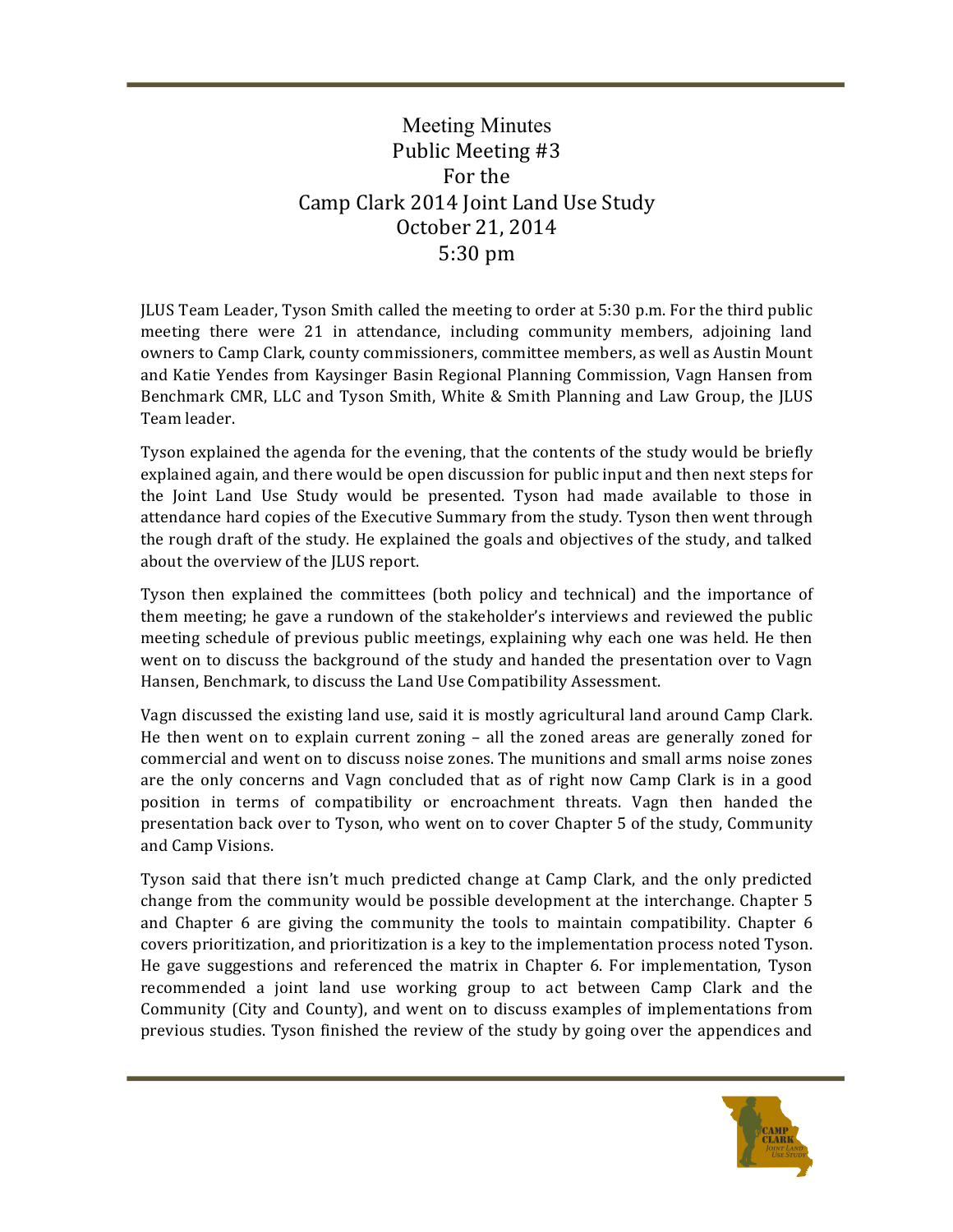# Meeting Minutes
## Public Meeting #3
## For the
## Camp Clark 2014 Joint Land Use Study
## October 21, 2014
## 5:30 pm

JLUS Team Leader, Tyson Smith called the meeting to order at 5:30 p.m. For the third public meeting there were 21 in attendance, including community members, adjoining land owners to Camp Clark, county commissioners, committee members, as well as Austin Mount and Katie Yendes from Kaysinger Basin Regional Planning Commission, Vagn Hansen from Benchmark CMR, LLC and Tyson Smith, White & Smith Planning and Law Group, the JLUS Team leader.

Tyson explained the agenda for the evening, that the contents of the study would be briefly explained again, and there would be open discussion for public input and then next steps for the Joint Land Use Study would be presented. Tyson had made available to those in attendance hard copies of the Executive Summary from the study. Tyson then went through the rough draft of the study. He explained the goals and objectives of the study, and talked about the overview of the JLUS report.

Tyson then explained the committees (both policy and technical) and the importance of them meeting; he gave a rundown of the stakeholder's interviews and reviewed the public meeting schedule of previous public meetings, explaining why each one was held. He then went on to discuss the background of the study and handed the presentation over to Vagn Hansen, Benchmark, to discuss the Land Use Compatibility Assessment.

Vagn discussed the existing land use, said it is mostly agricultural land around Camp Clark. He then went on to explain current zoning – all the zoned areas are generally zoned for commercial and went on to discuss noise zones. The munitions and small arms noise zones are the only concerns and Vagn concluded that as of right now Camp Clark is in a good position in terms of compatibility or encroachment threats. Vagn then handed the presentation back over to Tyson, who went on to cover Chapter 5 of the study, Community and Camp Visions.

Tyson said that there isn't much predicted change at Camp Clark, and the only predicted change from the community would be possible development at the interchange. Chapter 5 and Chapter 6 are giving the community the tools to maintain compatibility. Chapter 6 covers prioritization, and prioritization is a key to the implementation process noted Tyson. He gave suggestions and referenced the matrix in Chapter 6. For implementation, Tyson recommended a joint land use working group to act between Camp Clark and the Community (City and County), and went on to discuss examples of implementations from previous studies. Tyson finished the review of the study by going over the appendices and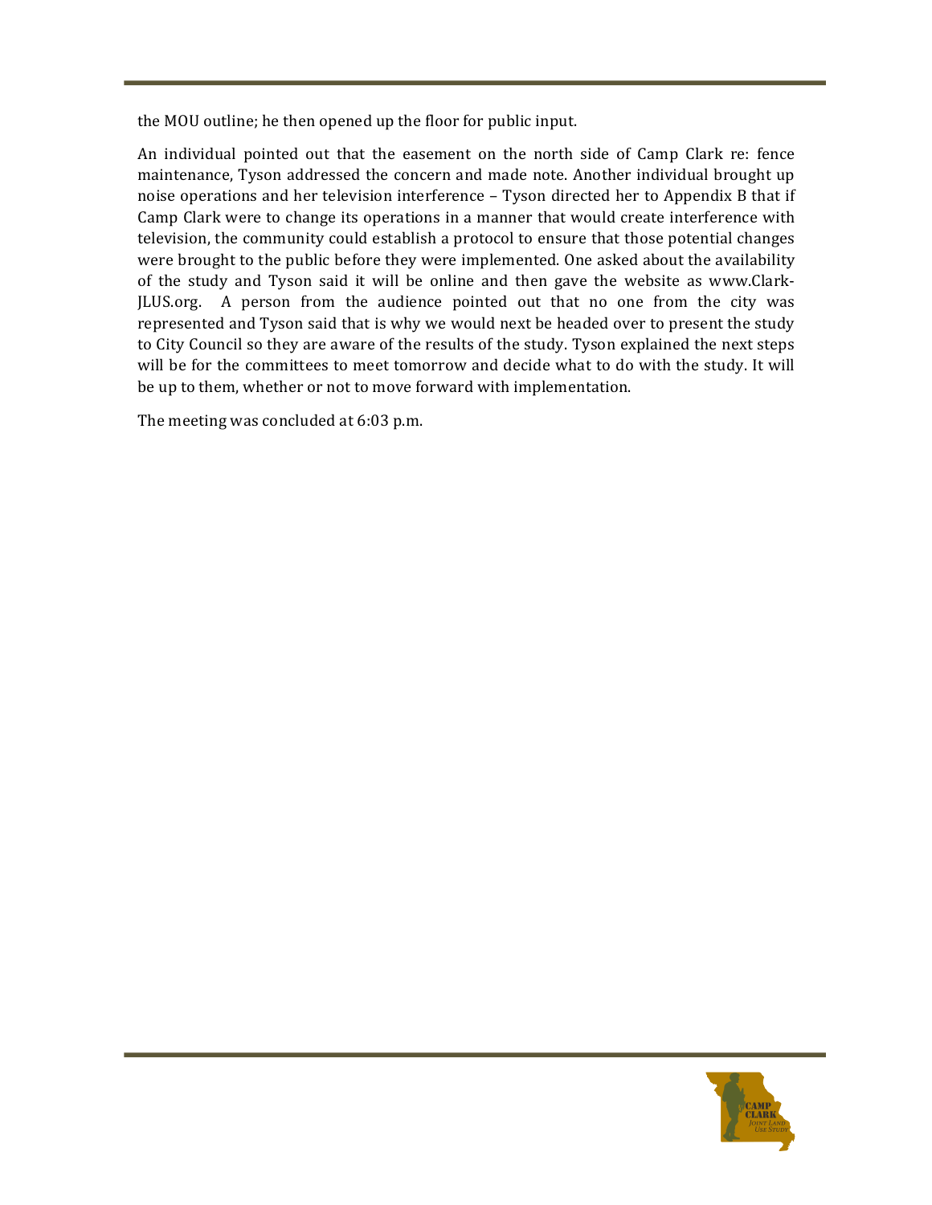the MOU outline; he then opened up the floor for public input.

An individual pointed out that the easement on the north side of Camp Clark re: fence maintenance, Tyson addressed the concern and made note. Another individual brought up noise operations and her television interference – Tyson directed her to Appendix B that if Camp Clark were to change its operations in a manner that would create interference with television, the community could establish a protocol to ensure that those potential changes were brought to the public before they were implemented. One asked about the availability of the study and Tyson said it will be online and then gave the website as www.Clark-JLUS.org. A person from the audience pointed out that no one from the city was represented and Tyson said that is why we would next be headed over to present the study to City Council so they are aware of the results of the study. Tyson explained the next steps will be for the committees to meet tomorrow and decide what to do with the study. It will be up to them, whether or not to move forward with implementation.

The meeting was concluded at 6:03 p.m.